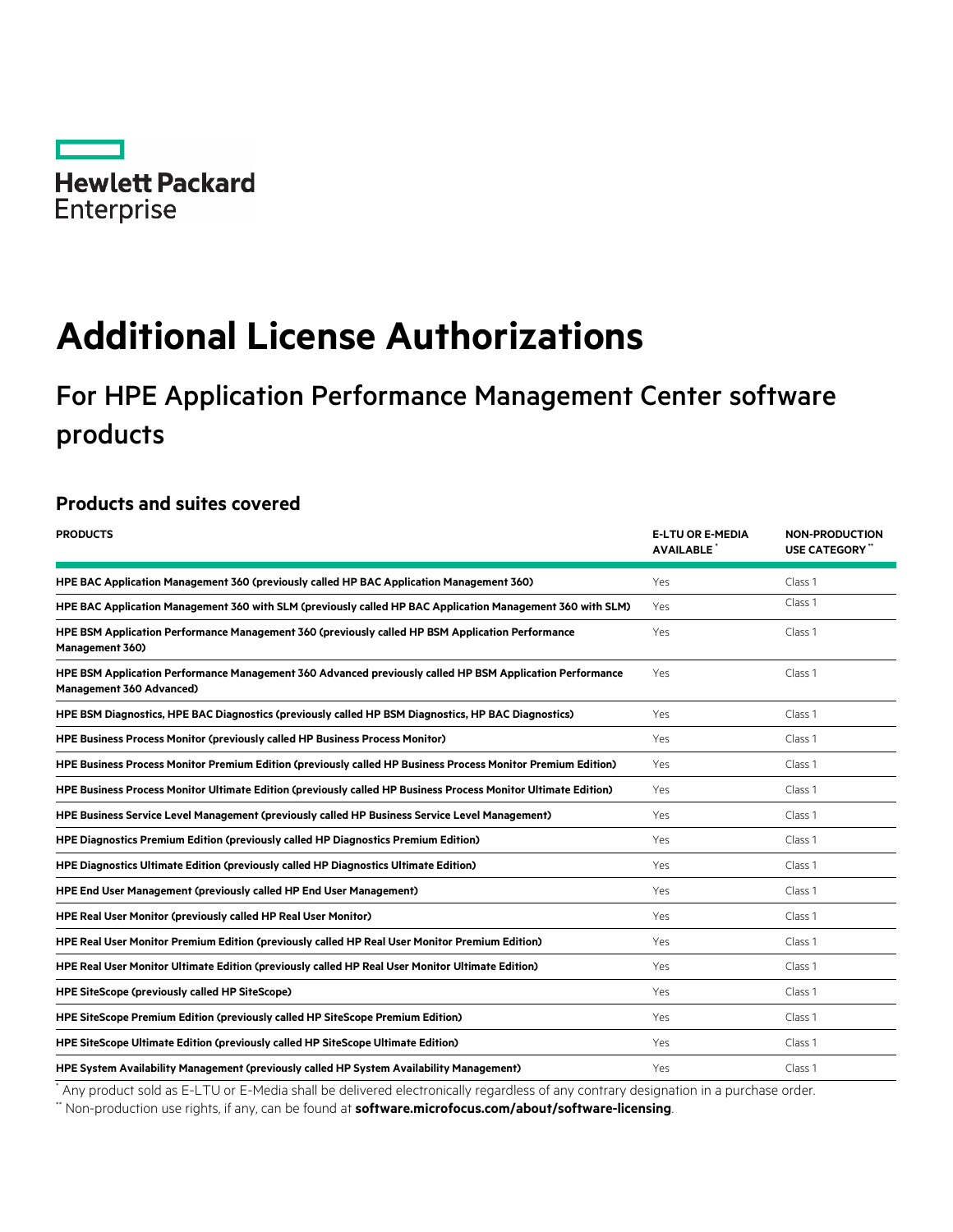Hewlett Packard Enterprise

# Additional License Authorizations

## For HPE Application Performance Management Center software products

### Products and suites covered

| PRODUCTS | E-LTU OR E-MEDIA AVAILABLE * | NON-PRODUCTION USE CATEGORY ** |
|---|---|---|
| **HPE BAC Application Management 360 (previously called HP BAC Application Management 360)** | Yes | Class 1 |
| **HPE BAC Application Management 360 with SLM (previously called HP BAC Application Management 360 with SLM)** | Yes | Class 1 |
| **HPE BSM Application Performance Management 360 (previously called HP BSM Application Performance Management 360)** | Yes | Class 1 |
| **HPE BSM Application Performance Management 360 Advanced previously called HP BSM Application Performance Management 360 Advanced)** | Yes | Class 1 |
| **HPE BSM Diagnostics, HPE BAC Diagnostics (previously called HP BSM Diagnostics, HP BAC Diagnostics)** | Yes | Class 1 |
| **HPE Business Process Monitor (previously called HP Business Process Monitor)** | Yes | Class 1 |
| **HPE Business Process Monitor Premium Edition (previously called HP Business Process Monitor Premium Edition)** | Yes | Class 1 |
| **HPE Business Process Monitor Ultimate Edition (previously called HP Business Process Monitor Ultimate Edition)** | Yes | Class 1 |
| **HPE Business Service Level Management (previously called HP Business Service Level Management)** | Yes | Class 1 |
| **HPE Diagnostics Premium Edition (previously called HP Diagnostics Premium Edition)** | Yes | Class 1 |
| **HPE Diagnostics Ultimate Edition (previously called HP Diagnostics Ultimate Edition)** | Yes | Class 1 |
| **HPE End User Management (previously called HP End User Management)** | Yes | Class 1 |
| **HPE Real User Monitor (previously called HP Real User Monitor)** | Yes | Class 1 |
| **HPE Real User Monitor Premium Edition (previously called HP Real User Monitor Premium Edition)** | Yes | Class 1 |
| **HPE Real User Monitor Ultimate Edition (previously called HP Real User Monitor Ultimate Edition)** | Yes | Class 1 |
| **HPE SiteScope (previously called HP SiteScope)** | Yes | Class 1 |
| **HPE SiteScope Premium Edition (previously called HP SiteScope Premium Edition)** | Yes | Class 1 |
| **HPE SiteScope Ultimate Edition (previously called HP SiteScope Ultimate Edition)** | Yes | Class 1 |
| **HPE System Availability Management (previously called HP System Availability Management)** | Yes | Class 1 |

* Any product sold as E-LTU or E-Media shall be delivered electronically regardless of any contrary designation in a purchase order.

** Non-production use rights, if any, can be found at **software.microfocus.com/about/software-licensing**.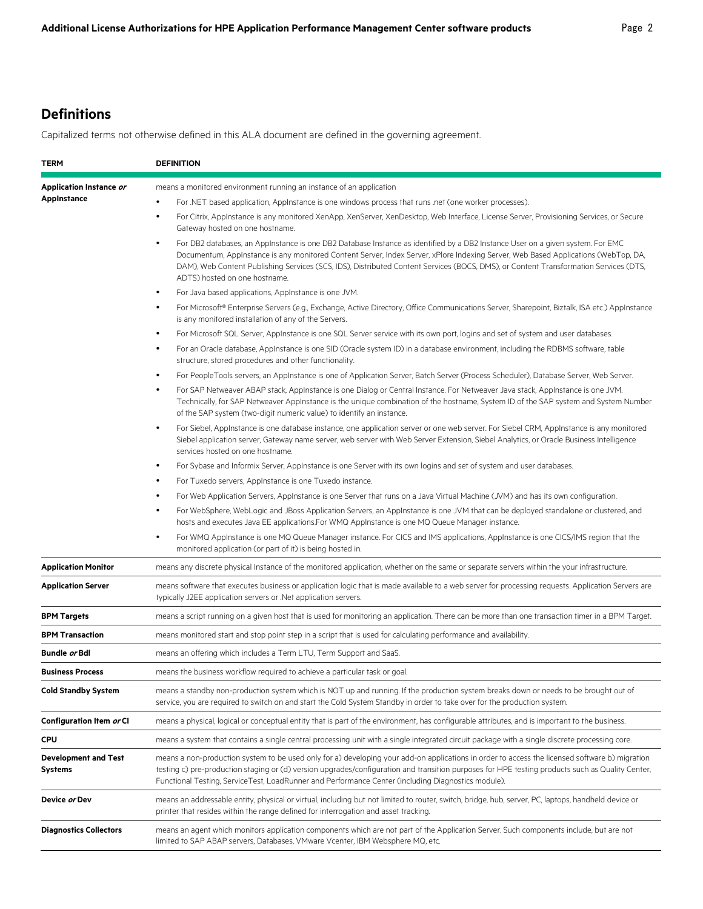## Definitions

Capitalized terms not otherwise defined in this ALA document are defined in the governing agreement.

| TERM | DEFINITION |
|---|---|
| **Application Instance *or* AppInstance** | means a monitored environment running an instance of an application<br>• For .NET based application, AppInstance is one windows process that runs .net (one worker processes).<br>• For Citrix, AppInstance is any monitored XenApp, XenServer, XenDesktop, Web Interface, License Server, Provisioning Services, or Secure Gateway hosted on one hostname.<br>• For DB2 databases, an AppInstance is one DB2 Database Instance as identified by a DB2 Instance User on a given system. For EMC Documentum, AppInstance is any monitored Content Server, Index Server, xPlore Indexing Server, Web Based Applications (WebTop, DA, DAM), Web Content Publishing Services (SCS, IDS), Distributed Content Services (BOCS, DMS), or Content Transformation Services (DTS, ADTS) hosted on one hostname.<br>• For Java based applications, AppInstance is one JVM.<br>• For Microsoft® Enterprise Servers (e.g., Exchange, Active Directory, Office Communications Server, Sharepoint, Biztalk, ISA etc.) AppInstance is any monitored installation of any of the Servers.<br>• For Microsoft SQL Server, AppInstance is one SQL Server service with its own port, logins and set of system and user databases.<br>• For an Oracle database, AppInstance is one SID (Oracle system ID) in a database environment, including the RDBMS software, table structure, stored procedures and other functionality.<br>• For PeopleTools servers, an AppInstance is one of Application Server, Batch Server (Process Scheduler), Database Server, Web Server.<br>• For SAP Netweaver ABAP stack, AppInstance is one Dialog or Central Instance. For Netweaver Java stack, AppInstance is one JVM. Technically, for SAP Netweaver AppInstance is the unique combination of the hostname, System ID of the SAP system and System Number of the SAP system (two-digit numeric value) to identify an instance.<br>• For Siebel, AppInstance is one database instance, one application server or one web server. For Siebel CRM, AppInstance is any monitored Siebel application server, Gateway name server, web server with Web Server Extension, Siebel Analytics, or Oracle Business Intelligence services hosted on one hostname.<br>• For Sybase and Informix Server, AppInstance is one Server with its own logins and set of system and user databases.<br>• For Tuxedo servers, AppInstance is one Tuxedo instance.<br>• For Web Application Servers, AppInstance is one Server that runs on a Java Virtual Machine (JVM) and has its own configuration.<br>• For WebSphere, WebLogic and JBoss Application Servers, an AppInstance is one JVM that can be deployed standalone or clustered, and hosts and executes Java EE applications.For WMQ AppInstance is one MQ Queue Manager instance.<br>• For WMQ AppInstance is one MQ Queue Manager instance. For CICS and IMS applications, AppInstance is one CICS/IMS region that the monitored application (or part of it) is being hosted in. |
| **Application Monitor** | means any discrete physical Instance of the monitored application, whether on the same or separate servers within the your infrastructure. |
| **Application Server** | means software that executes business or application logic that is made available to a web server for processing requests. Application Servers are typically J2EE application servers or .Net application servers. |
| **BPM Targets** | means a script running on a given host that is used for monitoring an application. There can be more than one transaction timer in a BPM Target. |
| **BPM Transaction** | means monitored start and stop point step in a script that is used for calculating performance and availability. |
| **Bundle *or* Bdl** | means an offering which includes a Term LTU, Term Support and SaaS. |
| **Business Process** | means the business workflow required to achieve a particular task or goal. |
| **Cold Standby System** | means a standby non-production system which is NOT up and running. If the production system breaks down or needs to be brought out of service, you are required to switch on and start the Cold System Standby in order to take over for the production system. |
| **Configuration Item *or* CI** | means a physical, logical or conceptual entity that is part of the environment, has configurable attributes, and is important to the business. |
| **CPU** | means a system that contains a single central processing unit with a single integrated circuit package with a single discrete processing core. |
| **Development and Test Systems** | means a non-production system to be used only for a) developing your add-on applications in order to access the licensed software b) migration testing c) pre-production staging or (d) version upgrades/configuration and transition purposes for HPE testing products such as Quality Center, Functional Testing, ServiceTest, LoadRunner and Performance Center (including Diagnostics module). |
| **Device *or* Dev** | means an addressable entity, physical or virtual, including but not limited to router, switch, bridge, hub, server, PC, laptops, handheld device or printer that resides within the range defined for interrogation and asset tracking. |
| **Diagnostics Collectors** | means an agent which monitors application components which are not part of the Application Server. Such components include, but are not limited to SAP ABAP servers, Databases, VMware Vcenter, IBM Websphere MQ, etc. |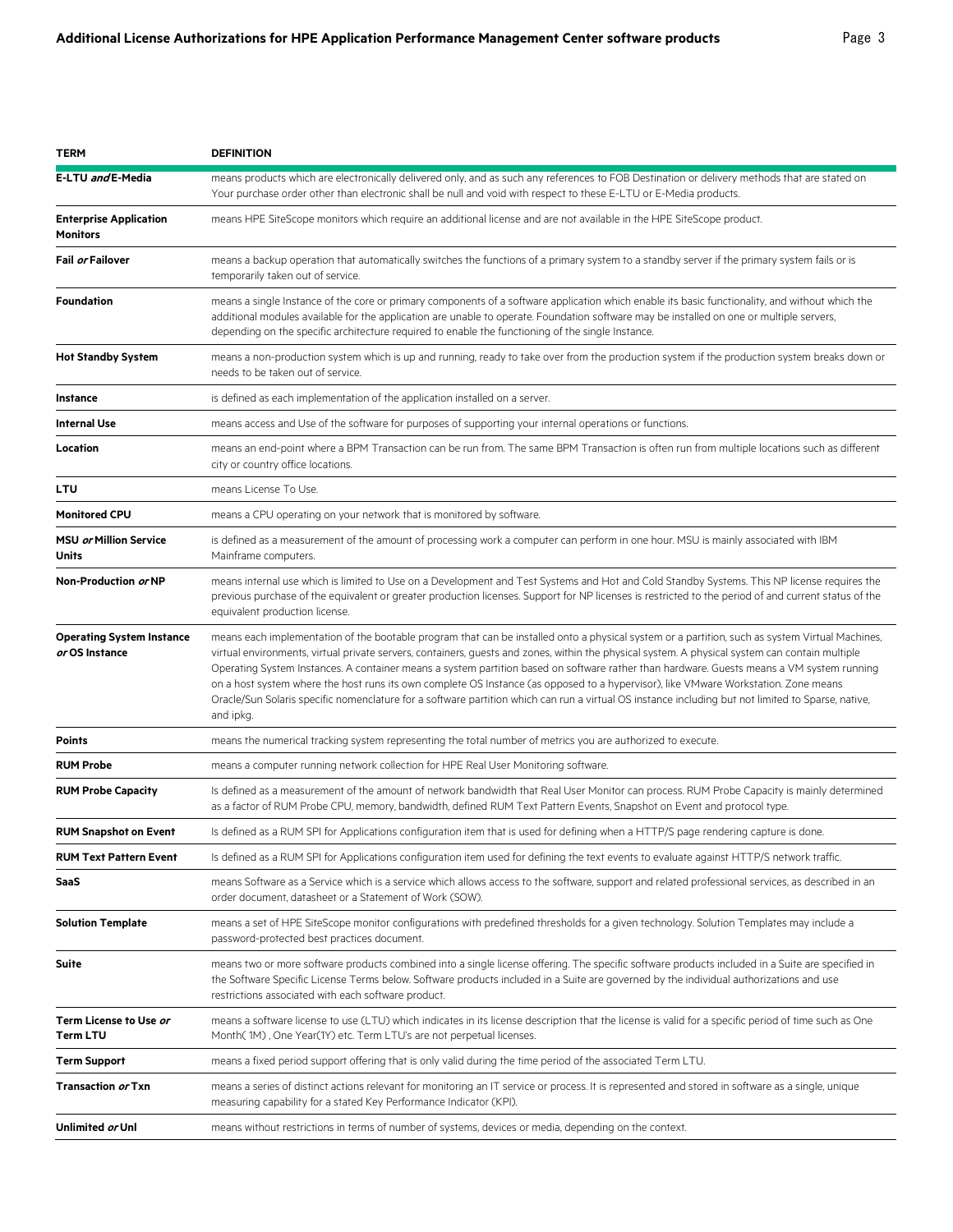| TERM | DEFINITION |
|---|---|
| **E-LTU *and* E-Media** | means products which are electronically delivered only, and as such any references to FOB Destination or delivery methods that are stated on Your purchase order other than electronic shall be null and void with respect to these E-LTU or E-Media products. |
| **Enterprise Application Monitors** | means HPE SiteScope monitors which require an additional license and are not available in the HPE SiteScope product. |
| **Fail *or* Failover** | means a backup operation that automatically switches the functions of a primary system to a standby server if the primary system fails or is temporarily taken out of service. |
| **Foundation** | means a single Instance of the core or primary components of a software application which enable its basic functionality, and without which the additional modules available for the application are unable to operate. Foundation software may be installed on one or multiple servers, depending on the specific architecture required to enable the functioning of the single Instance. |
| **Hot Standby System** | means a non-production system which is up and running, ready to take over from the production system if the production system breaks down or needs to be taken out of service. |
| **Instance** | is defined as each implementation of the application installed on a server. |
| **Internal Use** | means access and Use of the software for purposes of supporting your internal operations or functions. |
| **Location** | means an end-point where a BPM Transaction can be run from. The same BPM Transaction is often run from multiple locations such as different city or country office locations. |
| **LTU** | means License To Use. |
| **Monitored CPU** | means a CPU operating on your network that is monitored by software. |
| **MSU *or* Million Service Units** | is defined as a measurement of the amount of processing work a computer can perform in one hour. MSU is mainly associated with IBM Mainframe computers. |
| **Non-Production *or* NP** | means internal use which is limited to Use on a Development and Test Systems and Hot and Cold Standby Systems. This NP license requires the previous purchase of the equivalent or greater production licenses. Support for NP licenses is restricted to the period of and current status of the equivalent production license. |
| **Operating System Instance *or* OS Instance** | means each implementation of the bootable program that can be installed onto a physical system or a partition, such as system Virtual Machines, virtual environments, virtual private servers, containers, guests and zones, within the physical system. A physical system can contain multiple Operating System Instances. A container means a system partition based on software rather than hardware. Guests means a VM system running on a host system where the host runs its own complete OS Instance (as opposed to a hypervisor), like VMware Workstation. Zone means Oracle/Sun Solaris specific nomenclature for a software partition which can run a virtual OS instance including but not limited to Sparse, native, and ipkg. |
| **Points** | means the numerical tracking system representing the total number of metrics you are authorized to execute. |
| **RUM Probe** | means a computer running network collection for HPE Real User Monitoring software. |
| **RUM Probe Capacity** | Is defined as a measurement of the amount of network bandwidth that Real User Monitor can process. RUM Probe Capacity is mainly determined as a factor of RUM Probe CPU, memory, bandwidth, defined RUM Text Pattern Events, Snapshot on Event and protocol type. |
| **RUM Snapshot on Event** | Is defined as a RUM SPI for Applications configuration item that is used for defining when a HTTP/S page rendering capture is done. |
| **RUM Text Pattern Event** | Is defined as a RUM SPI for Applications configuration item used for defining the text events to evaluate against HTTP/S network traffic. |
| **SaaS** | means Software as a Service which is a service which allows access to the software, support and related professional services, as described in an order document, datasheet or a Statement of Work (SOW). |
| **Solution Template** | means a set of HPE SiteScope monitor configurations with predefined thresholds for a given technology. Solution Templates may include a password-protected best practices document. |
| **Suite** | means two or more software products combined into a single license offering. The specific software products included in a Suite are specified in the Software Specific License Terms below. Software products included in a Suite are governed by the individual authorizations and use restrictions associated with each software product. |
| **Term License to Use *or* Term LTU** | means a software license to use (LTU) which indicates in its license description that the license is valid for a specific period of time such as One Month( 1M) , One Year(1Y) etc. Term LTU's are not perpetual licenses. |
| **Term Support** | means a fixed period support offering that is only valid during the time period of the associated Term LTU. |
| **Transaction *or* Txn** | means a series of distinct actions relevant for monitoring an IT service or process. It is represented and stored in software as a single, unique measuring capability for a stated Key Performance Indicator (KPI). |
| **Unlimited *or* Unl** | means without restrictions in terms of number of systems, devices or media, depending on the context. |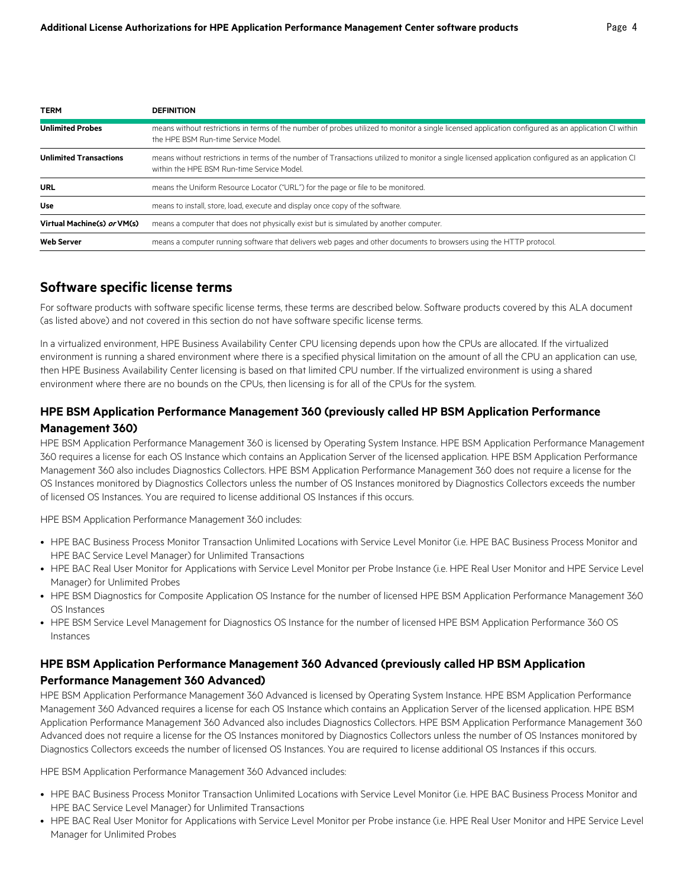| TERM | DEFINITION |
| --- | --- |
| **Unlimited Probes** | means without restrictions in terms of the number of probes utilized to monitor a single licensed application configured as an application CI within the HPE BSM Run-time Service Model. |
| **Unlimited Transactions** | means without restrictions in terms of the number of Transactions utilized to monitor a single licensed application configured as an application CI within the HPE BSM Run-time Service Model. |
| **URL** | means the Uniform Resource Locator ("URL") for the page or file to be monitored. |
| **Use** | means to install, store, load, execute and display once copy of the software. |
| **Virtual Machine(s) *or* VM(s)** | means a computer that does not physically exist but is simulated by another computer. |
| **Web Server** | means a computer running software that delivers web pages and other documents to browsers using the HTTP protocol. |

## Software specific license terms

For software products with software specific license terms, these terms are described below. Software products covered by this ALA document (as listed above) and not covered in this section do not have software specific license terms.

In a virtualized environment, HPE Business Availability Center CPU licensing depends upon how the CPUs are allocated. If the virtualized environment is running a shared environment where there is a specified physical limitation on the amount of all the CPU an application can use, then HPE Business Availability Center licensing is based on that limited CPU number. If the virtualized environment is using a shared environment where there are no bounds on the CPUs, then licensing is for all of the CPUs for the system.

### HPE BSM Application Performance Management 360 (previously called HP BSM Application Performance Management 360)

HPE BSM Application Performance Management 360 is licensed by Operating System Instance. HPE BSM Application Performance Management 360 requires a license for each OS Instance which contains an Application Server of the licensed application. HPE BSM Application Performance Management 360 also includes Diagnostics Collectors. HPE BSM Application Performance Management 360 does not require a license for the OS Instances monitored by Diagnostics Collectors unless the number of OS Instances monitored by Diagnostics Collectors exceeds the number of licensed OS Instances. You are required to license additional OS Instances if this occurs.

HPE BSM Application Performance Management 360 includes:

- HPE BAC Business Process Monitor Transaction Unlimited Locations with Service Level Monitor (i.e. HPE BAC Business Process Monitor and HPE BAC Service Level Manager) for Unlimited Transactions
- HPE BAC Real User Monitor for Applications with Service Level Monitor per Probe Instance (i.e. HPE Real User Monitor and HPE Service Level Manager) for Unlimited Probes
- HPE BSM Diagnostics for Composite Application OS Instance for the number of licensed HPE BSM Application Performance Management 360 OS Instances
- HPE BSM Service Level Management for Diagnostics OS Instance for the number of licensed HPE BSM Application Performance 360 OS Instances

### HPE BSM Application Performance Management 360 Advanced (previously called HP BSM Application Performance Management 360 Advanced)

HPE BSM Application Performance Management 360 Advanced is licensed by Operating System Instance. HPE BSM Application Performance Management 360 Advanced requires a license for each OS Instance which contains an Application Server of the licensed application. HPE BSM Application Performance Management 360 Advanced also includes Diagnostics Collectors. HPE BSM Application Performance Management 360 Advanced does not require a license for the OS Instances monitored by Diagnostics Collectors unless the number of OS Instances monitored by Diagnostics Collectors exceeds the number of licensed OS Instances. You are required to license additional OS Instances if this occurs.

HPE BSM Application Performance Management 360 Advanced includes:

- HPE BAC Business Process Monitor Transaction Unlimited Locations with Service Level Monitor (i.e. HPE BAC Business Process Monitor and HPE BAC Service Level Manager) for Unlimited Transactions
- HPE BAC Real User Monitor for Applications with Service Level Monitor per Probe instance (i.e. HPE Real User Monitor and HPE Service Level Manager for Unlimited Probes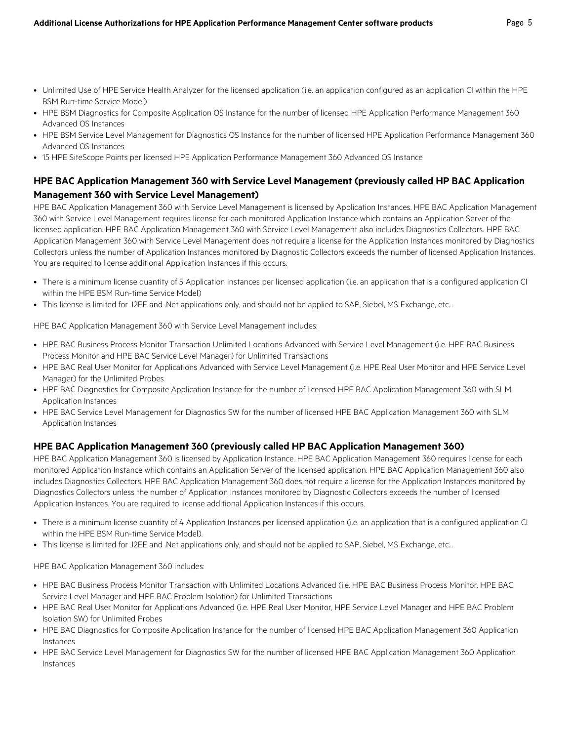- Unlimited Use of HPE Service Health Analyzer for the licensed application (i.e. an application configured as an application CI within the HPE BSM Run-time Service Model)
- HPE BSM Diagnostics for Composite Application OS Instance for the number of licensed HPE Application Performance Management 360 Advanced OS Instances
- HPE BSM Service Level Management for Diagnostics OS Instance for the number of licensed HPE Application Performance Management 360 Advanced OS Instances
- 15 HPE SiteScope Points per licensed HPE Application Performance Management 360 Advanced OS Instance

## HPE BAC Application Management 360 with Service Level Management (previously called HP BAC Application Management 360 with Service Level Management)

HPE BAC Application Management 360 with Service Level Management is licensed by Application Instances. HPE BAC Application Management 360 with Service Level Management requires license for each monitored Application Instance which contains an Application Server of the licensed application. HPE BAC Application Management 360 with Service Level Management also includes Diagnostics Collectors. HPE BAC Application Management 360 with Service Level Management does not require a license for the Application Instances monitored by Diagnostics Collectors unless the number of Application Instances monitored by Diagnostic Collectors exceeds the number of licensed Application Instances. You are required to license additional Application Instances if this occurs.

- There is a minimum license quantity of 5 Application Instances per licensed application (i.e. an application that is a configured application CI within the HPE BSM Run-time Service Model)
- This license is limited for J2EE and .Net applications only, and should not be applied to SAP, Siebel, MS Exchange, etc…

HPE BAC Application Management 360 with Service Level Management includes:

- HPE BAC Business Process Monitor Transaction Unlimited Locations Advanced with Service Level Management (i.e. HPE BAC Business Process Monitor and HPE BAC Service Level Manager) for Unlimited Transactions
- HPE BAC Real User Monitor for Applications Advanced with Service Level Management (i.e. HPE Real User Monitor and HPE Service Level Manager) for the Unlimited Probes
- HPE BAC Diagnostics for Composite Application Instance for the number of licensed HPE BAC Application Management 360 with SLM Application Instances
- HPE BAC Service Level Management for Diagnostics SW for the number of licensed HPE BAC Application Management 360 with SLM Application Instances

## HPE BAC Application Management 360 (previously called HP BAC Application Management 360)

HPE BAC Application Management 360 is licensed by Application Instance. HPE BAC Application Management 360 requires license for each monitored Application Instance which contains an Application Server of the licensed application. HPE BAC Application Management 360 also includes Diagnostics Collectors. HPE BAC Application Management 360 does not require a license for the Application Instances monitored by Diagnostics Collectors unless the number of Application Instances monitored by Diagnostic Collectors exceeds the number of licensed Application Instances. You are required to license additional Application Instances if this occurs.

- There is a minimum license quantity of 4 Application Instances per licensed application (i.e. an application that is a configured application CI within the HPE BSM Run-time Service Model).
- This license is limited for J2EE and .Net applications only, and should not be applied to SAP, Siebel, MS Exchange, etc…

HPE BAC Application Management 360 includes:

- HPE BAC Business Process Monitor Transaction with Unlimited Locations Advanced (i.e. HPE BAC Business Process Monitor, HPE BAC Service Level Manager and HPE BAC Problem Isolation) for Unlimited Transactions
- HPE BAC Real User Monitor for Applications Advanced (i.e. HPE Real User Monitor, HPE Service Level Manager and HPE BAC Problem Isolation SW) for Unlimited Probes
- HPE BAC Diagnostics for Composite Application Instance for the number of licensed HPE BAC Application Management 360 Application Instances
- HPE BAC Service Level Management for Diagnostics SW for the number of licensed HPE BAC Application Management 360 Application Instances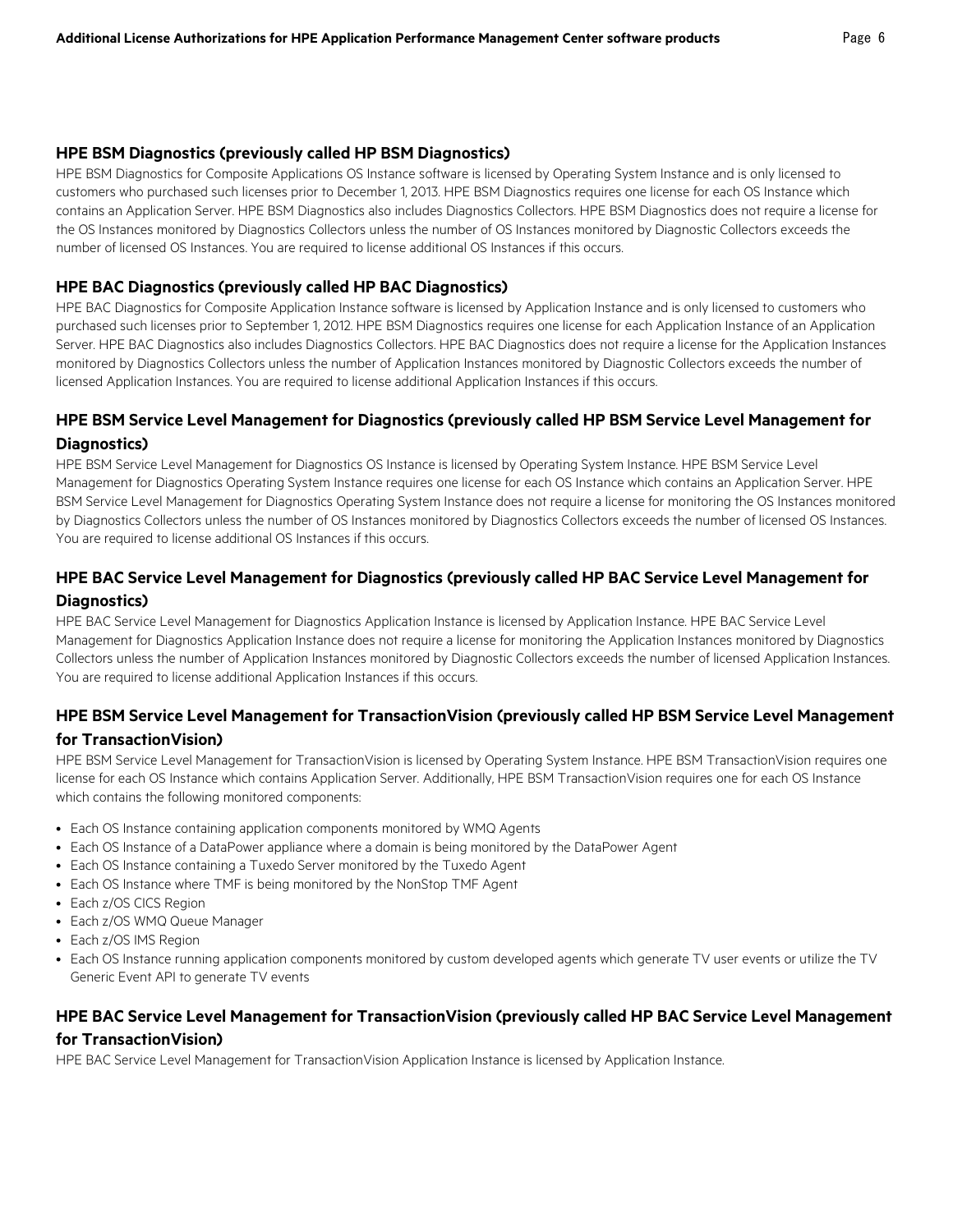### HPE BSM Diagnostics (previously called HP BSM Diagnostics)

HPE BSM Diagnostics for Composite Applications OS Instance software is licensed by Operating System Instance and is only licensed to customers who purchased such licenses prior to December 1, 2013. HPE BSM Diagnostics requires one license for each OS Instance which contains an Application Server. HPE BSM Diagnostics also includes Diagnostics Collectors. HPE BSM Diagnostics does not require a license for the OS Instances monitored by Diagnostics Collectors unless the number of OS Instances monitored by Diagnostic Collectors exceeds the number of licensed OS Instances. You are required to license additional OS Instances if this occurs.

### HPE BAC Diagnostics (previously called HP BAC Diagnostics)

HPE BAC Diagnostics for Composite Application Instance software is licensed by Application Instance and is only licensed to customers who purchased such licenses prior to September 1, 2012. HPE BSM Diagnostics requires one license for each Application Instance of an Application Server. HPE BAC Diagnostics also includes Diagnostics Collectors. HPE BAC Diagnostics does not require a license for the Application Instances monitored by Diagnostics Collectors unless the number of Application Instances monitored by Diagnostic Collectors exceeds the number of licensed Application Instances. You are required to license additional Application Instances if this occurs.

### HPE BSM Service Level Management for Diagnostics (previously called HP BSM Service Level Management for Diagnostics)

HPE BSM Service Level Management for Diagnostics OS Instance is licensed by Operating System Instance. HPE BSM Service Level Management for Diagnostics Operating System Instance requires one license for each OS Instance which contains an Application Server. HPE BSM Service Level Management for Diagnostics Operating System Instance does not require a license for monitoring the OS Instances monitored by Diagnostics Collectors unless the number of OS Instances monitored by Diagnostics Collectors exceeds the number of licensed OS Instances. You are required to license additional OS Instances if this occurs.

### HPE BAC Service Level Management for Diagnostics (previously called HP BAC Service Level Management for Diagnostics)

HPE BAC Service Level Management for Diagnostics Application Instance is licensed by Application Instance. HPE BAC Service Level Management for Diagnostics Application Instance does not require a license for monitoring the Application Instances monitored by Diagnostics Collectors unless the number of Application Instances monitored by Diagnostic Collectors exceeds the number of licensed Application Instances. You are required to license additional Application Instances if this occurs.

### HPE BSM Service Level Management for TransactionVision (previously called HP BSM Service Level Management for TransactionVision)

HPE BSM Service Level Management for TransactionVision is licensed by Operating System Instance. HPE BSM TransactionVision requires one license for each OS Instance which contains Application Server. Additionally, HPE BSM TransactionVision requires one for each OS Instance which contains the following monitored components:

- Each OS Instance containing application components monitored by WMQ Agents
- Each OS Instance of a DataPower appliance where a domain is being monitored by the DataPower Agent
- Each OS Instance containing a Tuxedo Server monitored by the Tuxedo Agent
- Each OS Instance where TMF is being monitored by the NonStop TMF Agent
- Each z/OS CICS Region
- Each z/OS WMQ Queue Manager
- Each z/OS IMS Region
- Each OS Instance running application components monitored by custom developed agents which generate TV user events or utilize the TV Generic Event API to generate TV events

### HPE BAC Service Level Management for TransactionVision (previously called HP BAC Service Level Management for TransactionVision)

HPE BAC Service Level Management for TransactionVision Application Instance is licensed by Application Instance.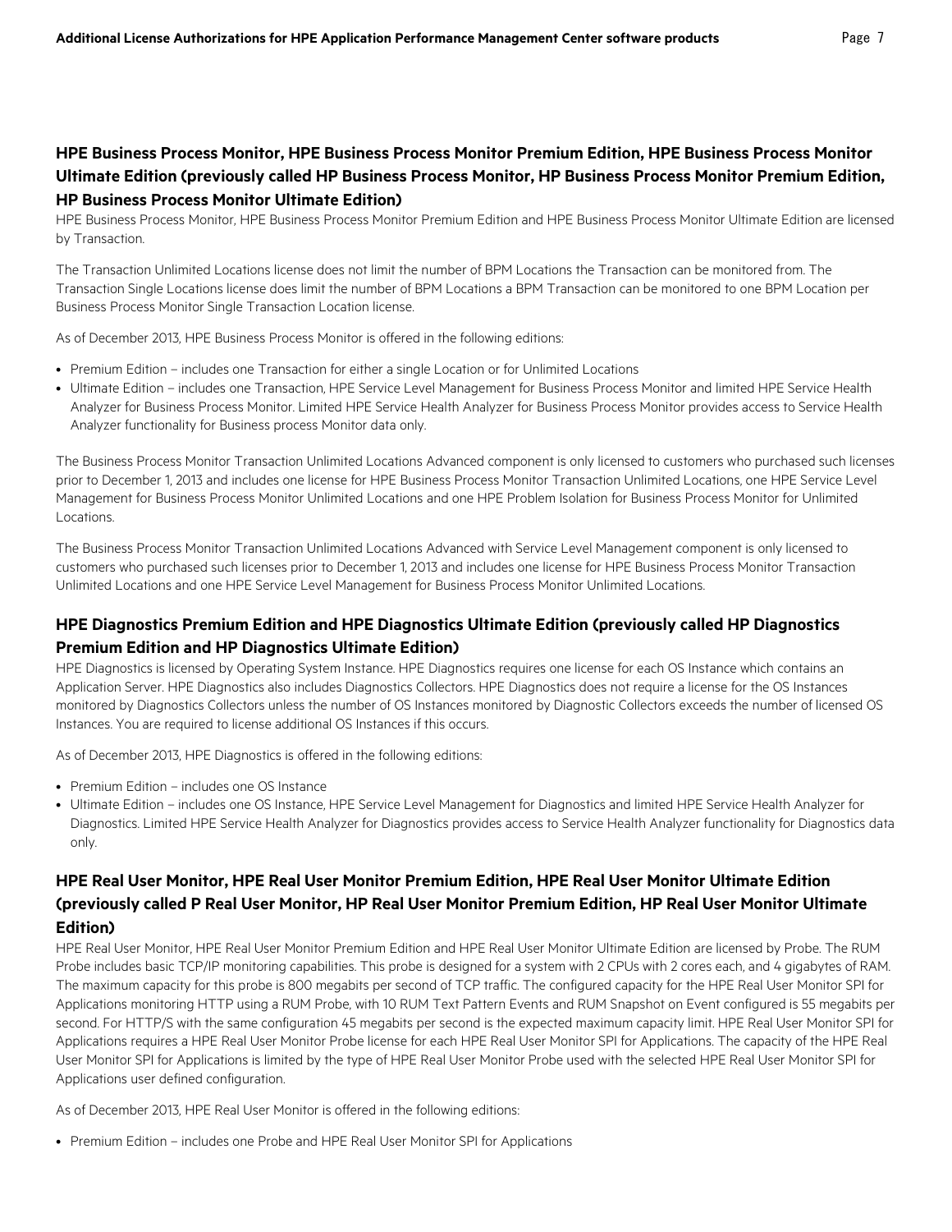## HPE Business Process Monitor, HPE Business Process Monitor Premium Edition, HPE Business Process Monitor Ultimate Edition (previously called HP Business Process Monitor, HP Business Process Monitor Premium Edition, HP Business Process Monitor Ultimate Edition)

HPE Business Process Monitor, HPE Business Process Monitor Premium Edition and HPE Business Process Monitor Ultimate Edition are licensed by Transaction.

The Transaction Unlimited Locations license does not limit the number of BPM Locations the Transaction can be monitored from. The Transaction Single Locations license does limit the number of BPM Locations a BPM Transaction can be monitored to one BPM Location per Business Process Monitor Single Transaction Location license.

As of December 2013, HPE Business Process Monitor is offered in the following editions:

- Premium Edition – includes one Transaction for either a single Location or for Unlimited Locations
- Ultimate Edition – includes one Transaction, HPE Service Level Management for Business Process Monitor and limited HPE Service Health Analyzer for Business Process Monitor. Limited HPE Service Health Analyzer for Business Process Monitor provides access to Service Health Analyzer functionality for Business process Monitor data only.

The Business Process Monitor Transaction Unlimited Locations Advanced component is only licensed to customers who purchased such licenses prior to December 1, 2013 and includes one license for HPE Business Process Monitor Transaction Unlimited Locations, one HPE Service Level Management for Business Process Monitor Unlimited Locations and one HPE Problem Isolation for Business Process Monitor for Unlimited Locations.

The Business Process Monitor Transaction Unlimited Locations Advanced with Service Level Management component is only licensed to customers who purchased such licenses prior to December 1, 2013 and includes one license for HPE Business Process Monitor Transaction Unlimited Locations and one HPE Service Level Management for Business Process Monitor Unlimited Locations.

## HPE Diagnostics Premium Edition and HPE Diagnostics Ultimate Edition (previously called HP Diagnostics Premium Edition and HP Diagnostics Ultimate Edition)

HPE Diagnostics is licensed by Operating System Instance. HPE Diagnostics requires one license for each OS Instance which contains an Application Server. HPE Diagnostics also includes Diagnostics Collectors. HPE Diagnostics does not require a license for the OS Instances monitored by Diagnostics Collectors unless the number of OS Instances monitored by Diagnostic Collectors exceeds the number of licensed OS Instances. You are required to license additional OS Instances if this occurs.

As of December 2013, HPE Diagnostics is offered in the following editions:

- Premium Edition – includes one OS Instance
- Ultimate Edition – includes one OS Instance, HPE Service Level Management for Diagnostics and limited HPE Service Health Analyzer for Diagnostics. Limited HPE Service Health Analyzer for Diagnostics provides access to Service Health Analyzer functionality for Diagnostics data only.

## HPE Real User Monitor, HPE Real User Monitor Premium Edition, HPE Real User Monitor Ultimate Edition (previously called P Real User Monitor, HP Real User Monitor Premium Edition, HP Real User Monitor Ultimate Edition)

HPE Real User Monitor, HPE Real User Monitor Premium Edition and HPE Real User Monitor Ultimate Edition are licensed by Probe. The RUM Probe includes basic TCP/IP monitoring capabilities. This probe is designed for a system with 2 CPUs with 2 cores each, and 4 gigabytes of RAM. The maximum capacity for this probe is 800 megabits per second of TCP traffic. The configured capacity for the HPE Real User Monitor SPI for Applications monitoring HTTP using a RUM Probe, with 10 RUM Text Pattern Events and RUM Snapshot on Event configured is 55 megabits per second. For HTTP/S with the same configuration 45 megabits per second is the expected maximum capacity limit. HPE Real User Monitor SPI for Applications requires a HPE Real User Monitor Probe license for each HPE Real User Monitor SPI for Applications. The capacity of the HPE Real User Monitor SPI for Applications is limited by the type of HPE Real User Monitor Probe used with the selected HPE Real User Monitor SPI for Applications user defined configuration.

As of December 2013, HPE Real User Monitor is offered in the following editions:

- Premium Edition – includes one Probe and HPE Real User Monitor SPI for Applications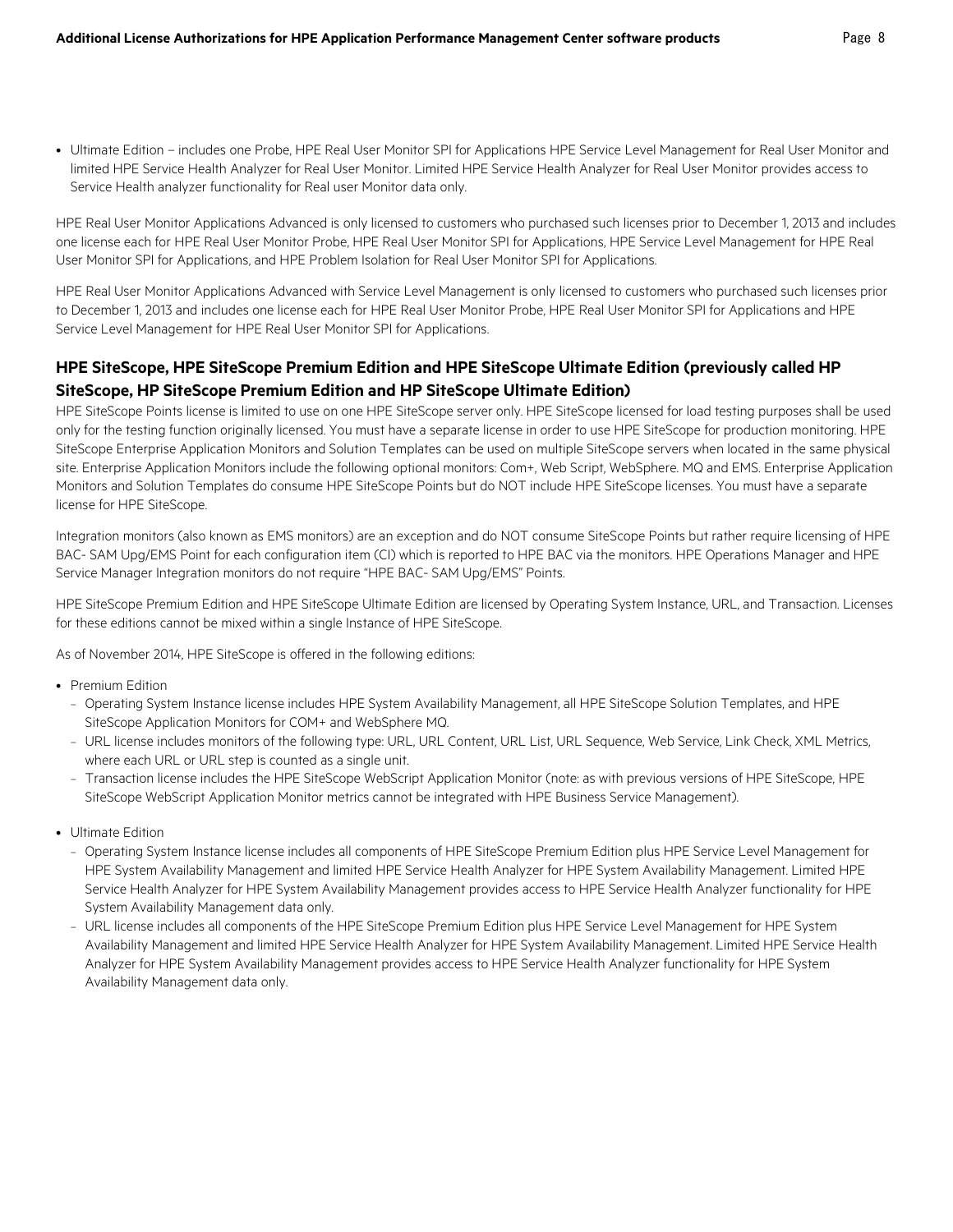- Ultimate Edition – includes one Probe, HPE Real User Monitor SPI for Applications HPE Service Level Management for Real User Monitor and limited HPE Service Health Analyzer for Real User Monitor. Limited HPE Service Health Analyzer for Real User Monitor provides access to Service Health analyzer functionality for Real user Monitor data only.

HPE Real User Monitor Applications Advanced is only licensed to customers who purchased such licenses prior to December 1, 2013 and includes one license each for HPE Real User Monitor Probe, HPE Real User Monitor SPI for Applications, HPE Service Level Management for HPE Real User Monitor SPI for Applications, and HPE Problem Isolation for Real User Monitor SPI for Applications.

HPE Real User Monitor Applications Advanced with Service Level Management is only licensed to customers who purchased such licenses prior to December 1, 2013 and includes one license each for HPE Real User Monitor Probe, HPE Real User Monitor SPI for Applications and HPE Service Level Management for HPE Real User Monitor SPI for Applications.

## HPE SiteScope, HPE SiteScope Premium Edition and HPE SiteScope Ultimate Edition (previously called HP SiteScope, HP SiteScope Premium Edition and HP SiteScope Ultimate Edition)

HPE SiteScope Points license is limited to use on one HPE SiteScope server only. HPE SiteScope licensed for load testing purposes shall be used only for the testing function originally licensed. You must have a separate license in order to use HPE SiteScope for production monitoring. HPE SiteScope Enterprise Application Monitors and Solution Templates can be used on multiple SiteScope servers when located in the same physical site. Enterprise Application Monitors include the following optional monitors: Com+, Web Script, WebSphere. MQ and EMS. Enterprise Application Monitors and Solution Templates do consume HPE SiteScope Points but do NOT include HPE SiteScope licenses. You must have a separate license for HPE SiteScope.

Integration monitors (also known as EMS monitors) are an exception and do NOT consume SiteScope Points but rather require licensing of HPE BAC- SAM Upg/EMS Point for each configuration item (CI) which is reported to HPE BAC via the monitors. HPE Operations Manager and HPE Service Manager Integration monitors do not require "HPE BAC- SAM Upg/EMS" Points.

HPE SiteScope Premium Edition and HPE SiteScope Ultimate Edition are licensed by Operating System Instance, URL, and Transaction. Licenses for these editions cannot be mixed within a single Instance of HPE SiteScope.

As of November 2014, HPE SiteScope is offered in the following editions:

- Premium Edition
  - Operating System Instance license includes HPE System Availability Management, all HPE SiteScope Solution Templates, and HPE SiteScope Application Monitors for COM+ and WebSphere MQ.
  - URL license includes monitors of the following type: URL, URL Content, URL List, URL Sequence, Web Service, Link Check, XML Metrics, where each URL or URL step is counted as a single unit.
  - Transaction license includes the HPE SiteScope WebScript Application Monitor (note: as with previous versions of HPE SiteScope, HPE SiteScope WebScript Application Monitor metrics cannot be integrated with HPE Business Service Management).
- Ultimate Edition
  - Operating System Instance license includes all components of HPE SiteScope Premium Edition plus HPE Service Level Management for HPE System Availability Management and limited HPE Service Health Analyzer for HPE System Availability Management. Limited HPE Service Health Analyzer for HPE System Availability Management provides access to HPE Service Health Analyzer functionality for HPE System Availability Management data only.
  - URL license includes all components of the HPE SiteScope Premium Edition plus HPE Service Level Management for HPE System Availability Management and limited HPE Service Health Analyzer for HPE System Availability Management. Limited HPE Service Health Analyzer for HPE System Availability Management provides access to HPE Service Health Analyzer functionality for HPE System Availability Management data only.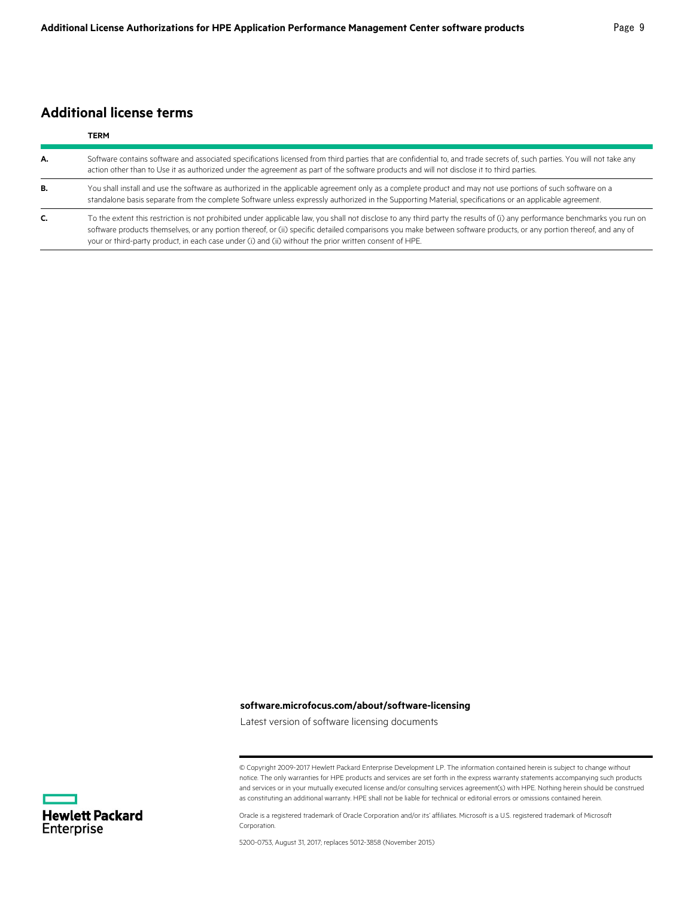## Additional license terms

| | TERM |
|---|---|
| **A.** | Software contains software and associated specifications licensed from third parties that are confidential to, and trade secrets of, such parties. You will not take any action other than to Use it as authorized under the agreement as part of the software products and will not disclose it to third parties. |
| **B.** | You shall install and use the software as authorized in the applicable agreement only as a complete product and may not use portions of such software on a standalone basis separate from the complete Software unless expressly authorized in the Supporting Material, specifications or an applicable agreement. |
| **C.** | To the extent this restriction is not prohibited under applicable law, you shall not disclose to any third party the results of (i) any performance benchmarks you run on software products themselves, or any portion thereof, or (ii) specific detailed comparisons you make between software products, or any portion thereof, and any of your or third-party product, in each case under (i) and (ii) without the prior written consent of HPE. |

**software.microfocus.com/about/software-licensing**

Latest version of software licensing documents

© Copyright 2009-2017 Hewlett Packard Enterprise Development LP. The information contained herein is subject to change without notice. The only warranties for HPE products and services are set forth in the express warranty statements accompanying such products and services or in your mutually executed license and/or consulting services agreement(s) with HPE. Nothing herein should be construed as constituting an additional warranty. HPE shall not be liable for technical or editorial errors or omissions contained herein.

Oracle is a registered trademark of Oracle Corporation and/or its' affiliates. Microsoft is a U.S. registered trademark of Microsoft Corporation.

5200-0753, August 31, 2017; replaces 5012-3858 (November 2015)

Hewlett Packard Enterprise